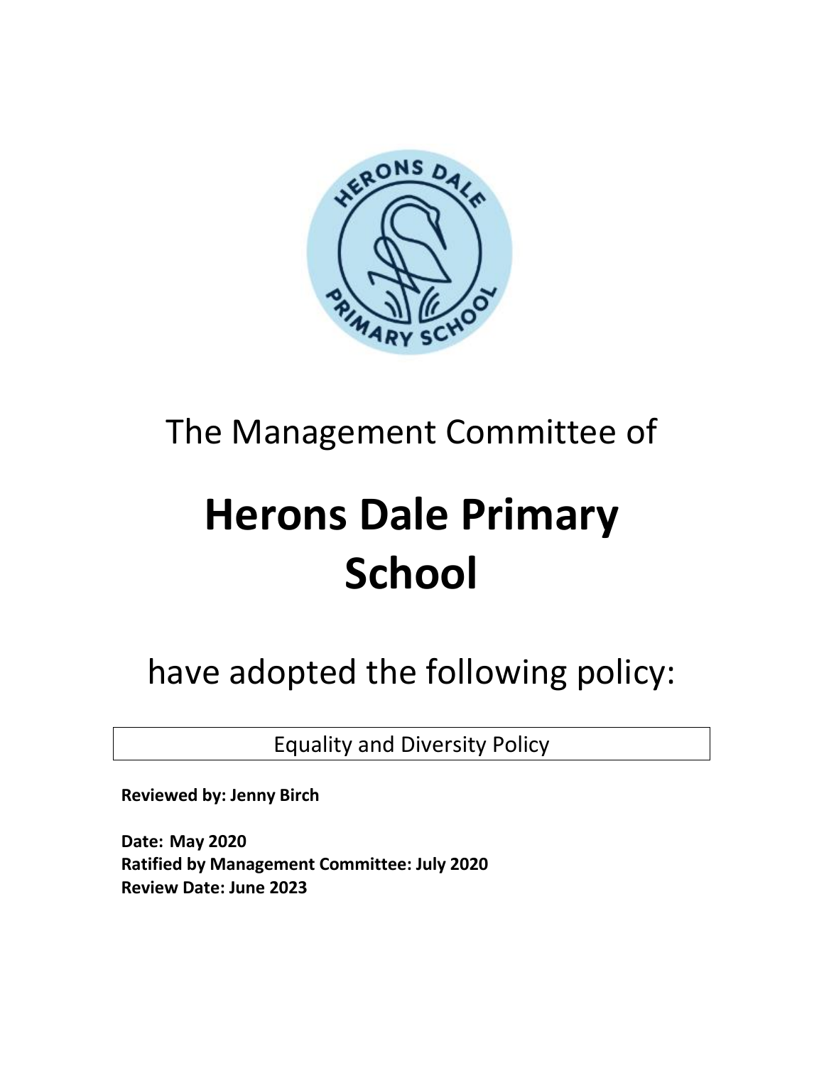The Management Committee of

# Herons Dale Primary School

have adopted the following policy:

Equality and Diversity Policy

**Reviewed by: Jenny Birch**

**Date: May 2020**
**Ratified by Management Committee: July 2020**
**Review Date: June 2023**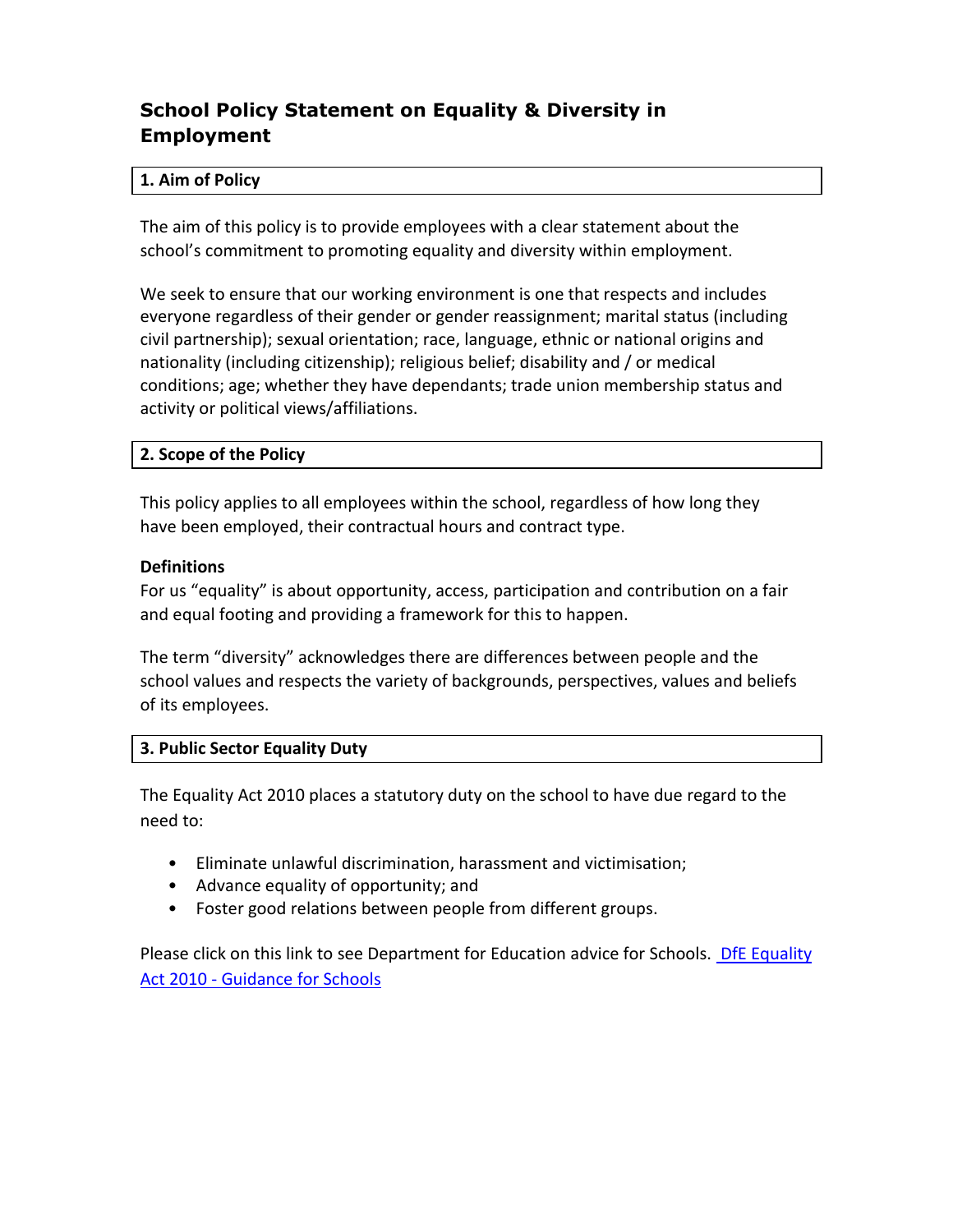# School Policy Statement on Equality & Diversity in Employment

## 1. Aim of Policy

The aim of this policy is to provide employees with a clear statement about the school's commitment to promoting equality and diversity within employment.

We seek to ensure that our working environment is one that respects and includes everyone regardless of their gender or gender reassignment; marital status (including civil partnership); sexual orientation; race, language, ethnic or national origins and nationality (including citizenship); religious belief; disability and / or medical conditions; age; whether they have dependants; trade union membership status and activity or political views/affiliations.

## 2. Scope of the Policy

This policy applies to all employees within the school, regardless of how long they have been employed, their contractual hours and contract type.

**Definitions**

For us "equality" is about opportunity, access, participation and contribution on a fair and equal footing and providing a framework for this to happen.

The term "diversity" acknowledges there are differences between people and the school values and respects the variety of backgrounds, perspectives, values and beliefs of its employees.

## 3. Public Sector Equality Duty

The Equality Act 2010 places a statutory duty on the school to have due regard to the need to:

- Eliminate unlawful discrimination, harassment and victimisation;
- Advance equality of opportunity; and
- Foster good relations between people from different groups.

Please click on this link to see Department for Education advice for Schools. DfE Equality Act 2010 - Guidance for Schools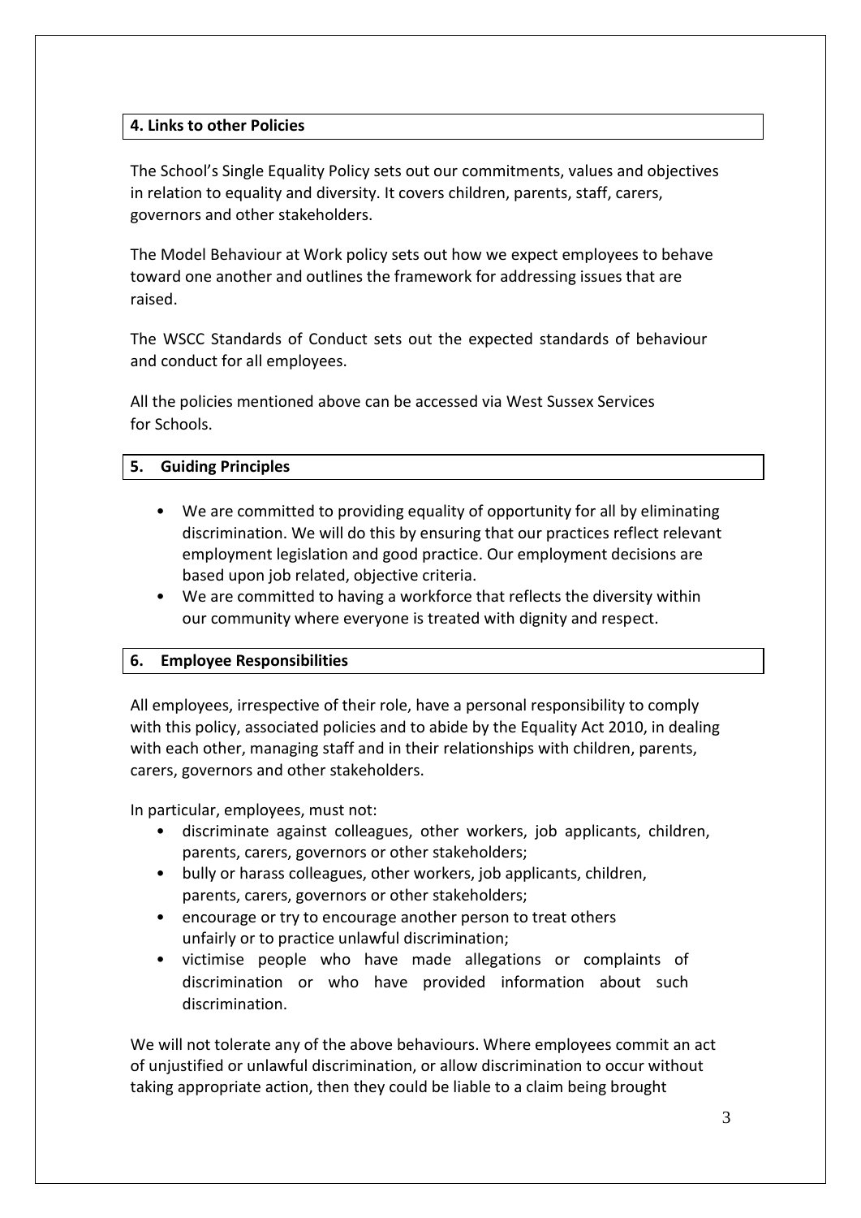## 4. Links to other Policies

The School's Single Equality Policy sets out our commitments, values and objectives in relation to equality and diversity. It covers children, parents, staff, carers, governors and other stakeholders.

The Model Behaviour at Work policy sets out how we expect employees to behave toward one another and outlines the framework for addressing issues that are raised.

The WSCC Standards of Conduct sets out the expected standards of behaviour and conduct for all employees.

All the policies mentioned above can be accessed via West Sussex Services for Schools.

## 5. Guiding Principles

- We are committed to providing equality of opportunity for all by eliminating discrimination. We will do this by ensuring that our practices reflect relevant employment legislation and good practice. Our employment decisions are based upon job related, objective criteria.
- We are committed to having a workforce that reflects the diversity within our community where everyone is treated with dignity and respect.

## 6. Employee Responsibilities

All employees, irrespective of their role, have a personal responsibility to comply with this policy, associated policies and to abide by the Equality Act 2010, in dealing with each other, managing staff and in their relationships with children, parents, carers, governors and other stakeholders.

In particular, employees, must not:

- discriminate against colleagues, other workers, job applicants, children, parents, carers, governors or other stakeholders;
- bully or harass colleagues, other workers, job applicants, children, parents, carers, governors or other stakeholders;
- encourage or try to encourage another person to treat others unfairly or to practice unlawful discrimination;
- victimise people who have made allegations or complaints of discrimination or who have provided information about such discrimination.

We will not tolerate any of the above behaviours. Where employees commit an act of unjustified or unlawful discrimination, or allow discrimination to occur without taking appropriate action, then they could be liable to a claim being brought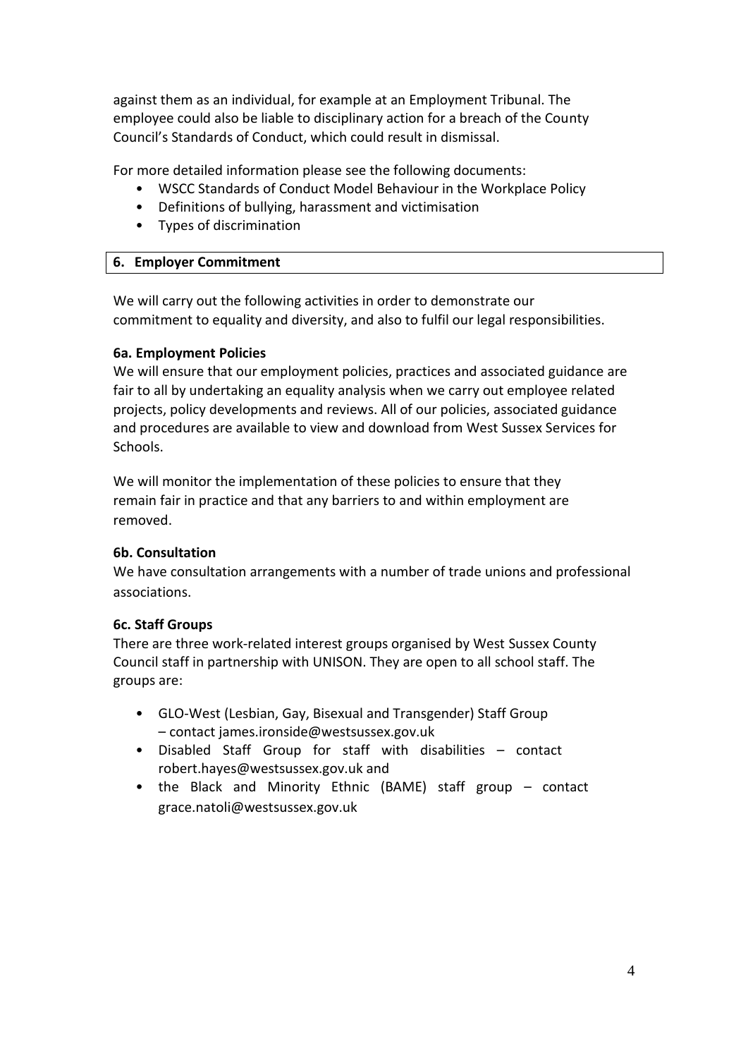against them as an individual, for example at an Employment Tribunal. The employee could also be liable to disciplinary action for a breach of the County Council's Standards of Conduct, which could result in dismissal.

For more detailed information please see the following documents:

- WSCC Standards of Conduct Model Behaviour in the Workplace Policy
- Definitions of bullying, harassment and victimisation
- Types of discrimination

## 6. Employer Commitment

We will carry out the following activities in order to demonstrate our commitment to equality and diversity, and also to fulfil our legal responsibilities.

### 6a. Employment Policies

We will ensure that our employment policies, practices and associated guidance are fair to all by undertaking an equality analysis when we carry out employee related projects, policy developments and reviews. All of our policies, associated guidance and procedures are available to view and download from West Sussex Services for Schools.

We will monitor the implementation of these policies to ensure that they remain fair in practice and that any barriers to and within employment are removed.

### 6b. Consultation

We have consultation arrangements with a number of trade unions and professional associations.

### 6c. Staff Groups

There are three work-related interest groups organised by West Sussex County Council staff in partnership with UNISON. They are open to all school staff. The groups are:

- GLO-West (Lesbian, Gay, Bisexual and Transgender) Staff Group – contact james.ironside@westsussex.gov.uk
- Disabled Staff Group for staff with disabilities – contact robert.hayes@westsussex.gov.uk and
- the Black and Minority Ethnic (BAME) staff group – contact grace.natoli@westsussex.gov.uk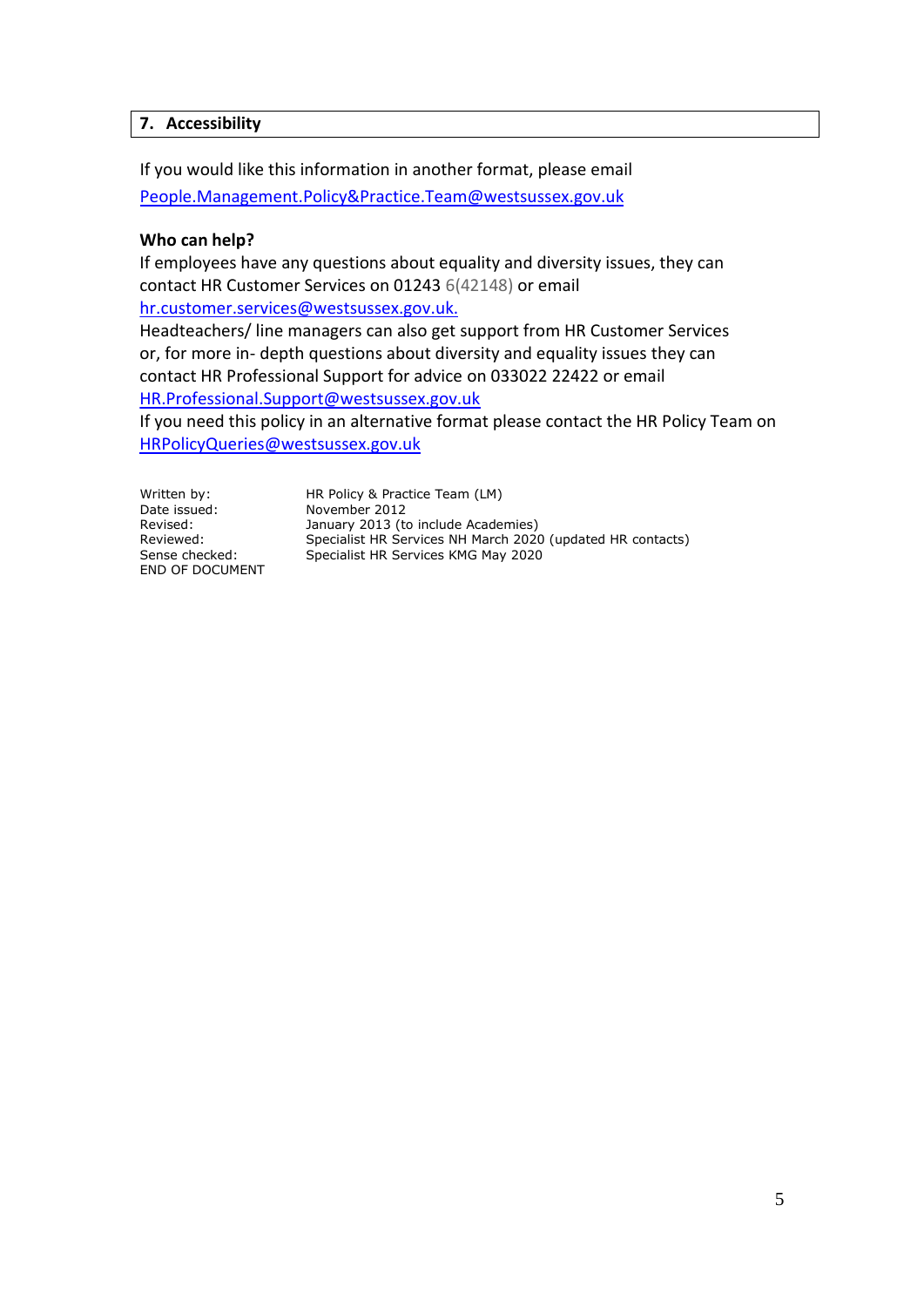## 7. Accessibility

If you would like this information in another format, please email People.Management.Policy&Practice.Team@westsussex.gov.uk

**Who can help?**

If employees have any questions about equality and diversity issues, they can contact HR Customer Services on 01243 6(42148) or email hr.customer.services@westsussex.gov.uk.

Headteachers/ line managers can also get support from HR Customer Services or, for more in- depth questions about diversity and equality issues they can contact HR Professional Support for advice on 033022 22422 or email HR.Professional.Support@westsussex.gov.uk

If you need this policy in an alternative format please contact the HR Policy Team on HRPolicyQueries@westsussex.gov.uk

| | |
|---|---|
| Written by: | HR Policy & Practice Team (LM) |
| Date issued: | November 2012 |
| Revised: | January 2013 (to include Academies) |
| Reviewed: | Specialist HR Services NH March 2020 (updated HR contacts) |
| Sense checked: | Specialist HR Services KMG May 2020 |

END OF DOCUMENT